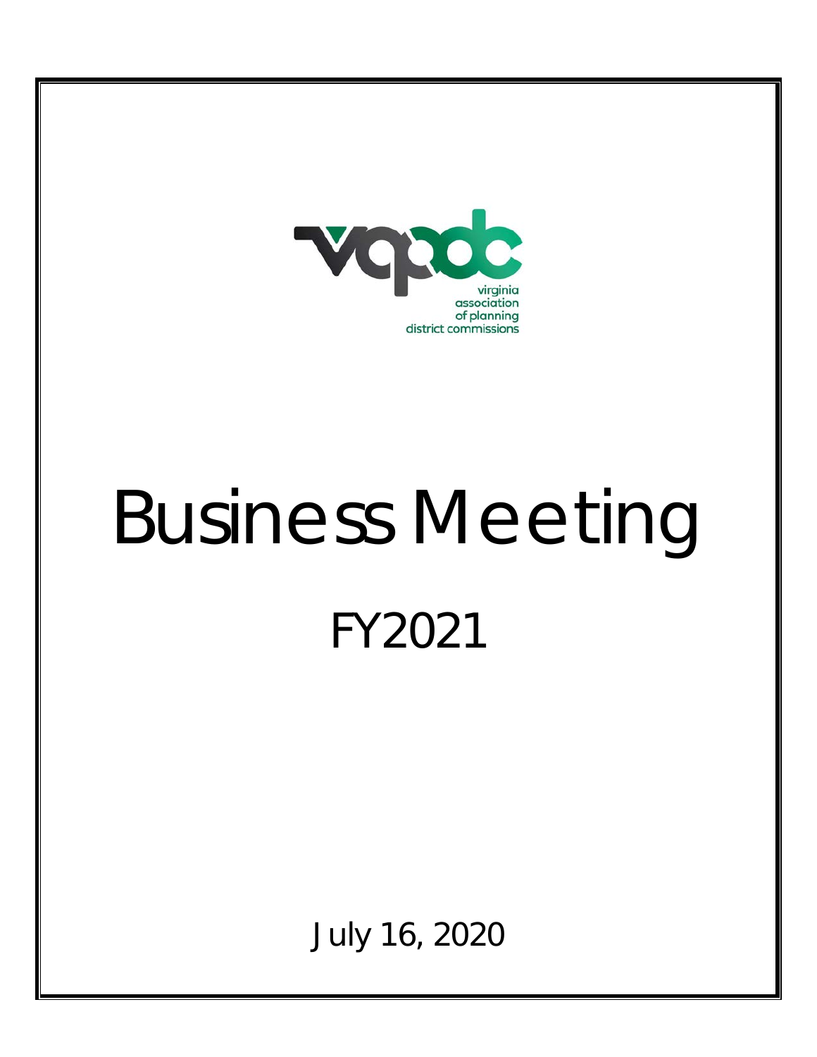virginia association of planning district commissions

# Business Meeting

## FY2021

July 16, 2020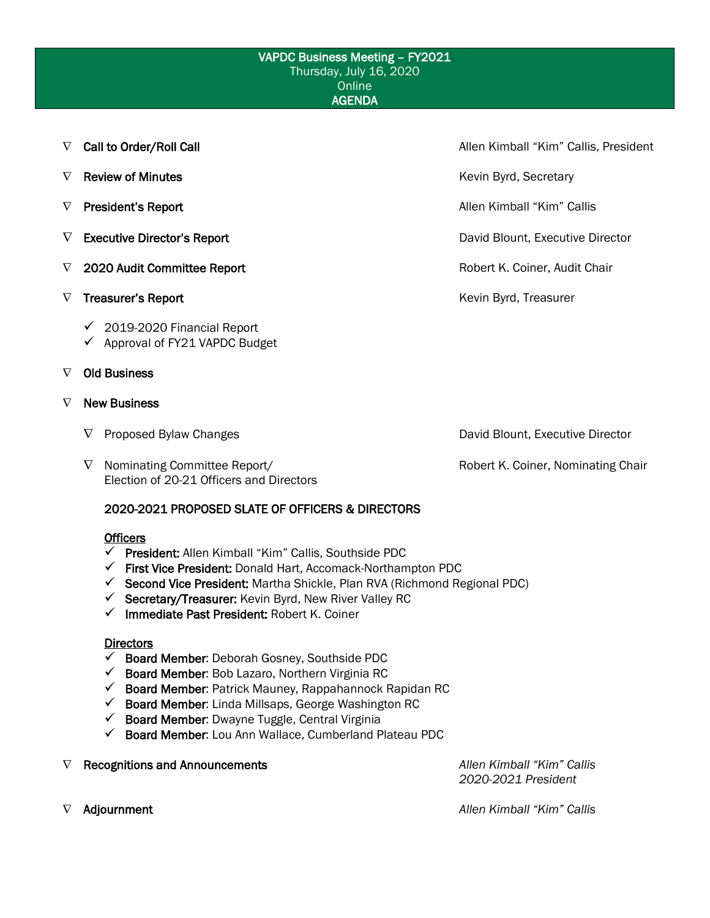# VAPDC Business Meeting – FY2021

Thursday, July 16, 2020
Online
**AGENDA**

- **Call to Order/Roll Call** — Allen Kimball "Kim" Callis, President
- **Review of Minutes** — Kevin Byrd, Secretary
- **President's Report** — Allen Kimball "Kim" Callis
- **Executive Director's Report** — David Blount, Executive Director
- **2020 Audit Committee Report** — Robert K. Coiner, Audit Chair
- **Treasurer's Report** — Kevin Byrd, Treasurer
  - ✓ 2019-2020 Financial Report
  - ✓ Approval of FY21 VAPDC Budget
- **Old Business**
- **New Business**
  - Proposed Bylaw Changes — David Blount, Executive Director
  - Nominating Committee Report/ Election of 20-21 Officers and Directors — Robert K. Coiner, Nominating Chair

### 2020-2021 PROPOSED SLATE OF OFFICERS & DIRECTORS

**Officers**

- ✓ **President:** Allen Kimball "Kim" Callis, Southside PDC
- ✓ **First Vice President:** Donald Hart, Accomack-Northampton PDC
- ✓ **Second Vice President:** Martha Shickle, Plan RVA (Richmond Regional PDC)
- ✓ **Secretary/Treasurer:** Kevin Byrd, New River Valley RC
- ✓ **Immediate Past President:** Robert K. Coiner

**Directors**

- ✓ **Board Member**: Deborah Gosney, Southside PDC
- ✓ **Board Member**: Bob Lazaro, Northern Virginia RC
- ✓ **Board Member**: Patrick Mauney, Rappahannock Rapidan RC
- ✓ **Board Member**: Linda Millsaps, George Washington RC
- ✓ **Board Member**: Dwayne Tuggle, Central Virginia
- ✓ **Board Member**: Lou Ann Wallace, Cumberland Plateau PDC

- **Recognitions and Announcements** — *Allen Kimball "Kim" Callis, 2020-2021 President*
- **Adjournment** — *Allen Kimball "Kim" Callis*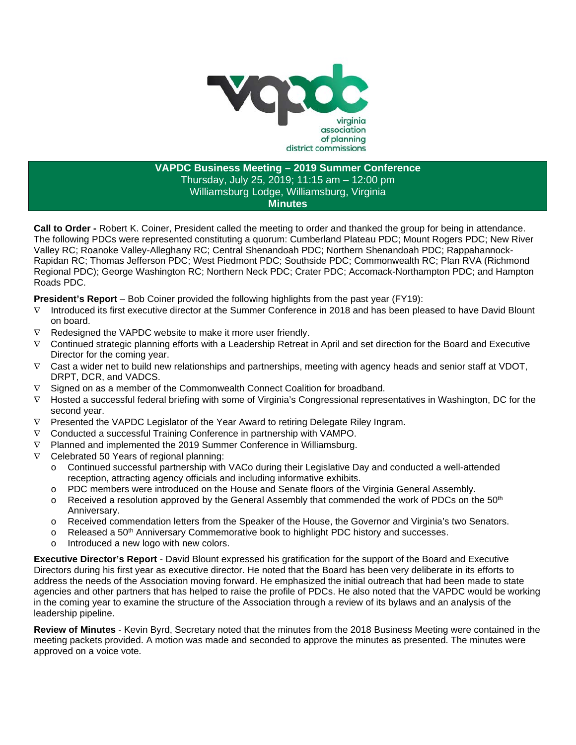**VAPDC Business Meeting – 2019 Summer Conference**
Thursday, July 25, 2019; 11:15 am – 12:00 pm
Williamsburg Lodge, Williamsburg, Virginia
**Minutes**

**Call to Order -** Robert K. Coiner, President called the meeting to order and thanked the group for being in attendance. The following PDCs were represented constituting a quorum: Cumberland Plateau PDC; Mount Rogers PDC; New River Valley RC; Roanoke Valley-Alleghany RC; Central Shenandoah PDC; Northern Shenandoah PDC; Rappahannock-Rapidan RC; Thomas Jefferson PDC; West Piedmont PDC; Southside PDC; Commonwealth RC; Plan RVA (Richmond Regional PDC); George Washington RC; Northern Neck PDC; Crater PDC; Accomack-Northampton PDC; and Hampton Roads PDC.

**President's Report** – Bob Coiner provided the following highlights from the past year (FY19):

- Introduced its first executive director at the Summer Conference in 2018 and has been pleased to have David Blount on board.
- Redesigned the VAPDC website to make it more user friendly.
- Continued strategic planning efforts with a Leadership Retreat in April and set direction for the Board and Executive Director for the coming year.
- Cast a wider net to build new relationships and partnerships, meeting with agency heads and senior staff at VDOT, DRPT, DCR, and VADCS.
- Signed on as a member of the Commonwealth Connect Coalition for broadband.
- Hosted a successful federal briefing with some of Virginia's Congressional representatives in Washington, DC for the second year.
- Presented the VAPDC Legislator of the Year Award to retiring Delegate Riley Ingram.
- Conducted a successful Training Conference in partnership with VAMPO.
- Planned and implemented the 2019 Summer Conference in Williamsburg.
- Celebrated 50 Years of regional planning:
  - Continued successful partnership with VACo during their Legislative Day and conducted a well-attended reception, attracting agency officials and including informative exhibits.
  - PDC members were introduced on the House and Senate floors of the Virginia General Assembly.
  - Received a resolution approved by the General Assembly that commended the work of PDCs on the 50th Anniversary.
  - Received commendation letters from the Speaker of the House, the Governor and Virginia's two Senators.
  - Released a 50th Anniversary Commemorative book to highlight PDC history and successes.
  - Introduced a new logo with new colors.

**Executive Director's Report** - David Blount expressed his gratification for the support of the Board and Executive Directors during his first year as executive director. He noted that the Board has been very deliberate in its efforts to address the needs of the Association moving forward. He emphasized the initial outreach that had been made to state agencies and other partners that has helped to raise the profile of PDCs. He also noted that the VAPDC would be working in the coming year to examine the structure of the Association through a review of its bylaws and an analysis of the leadership pipeline.

**Review of Minutes** - Kevin Byrd, Secretary noted that the minutes from the 2018 Business Meeting were contained in the meeting packets provided. A motion was made and seconded to approve the minutes as presented. The minutes were approved on a voice vote.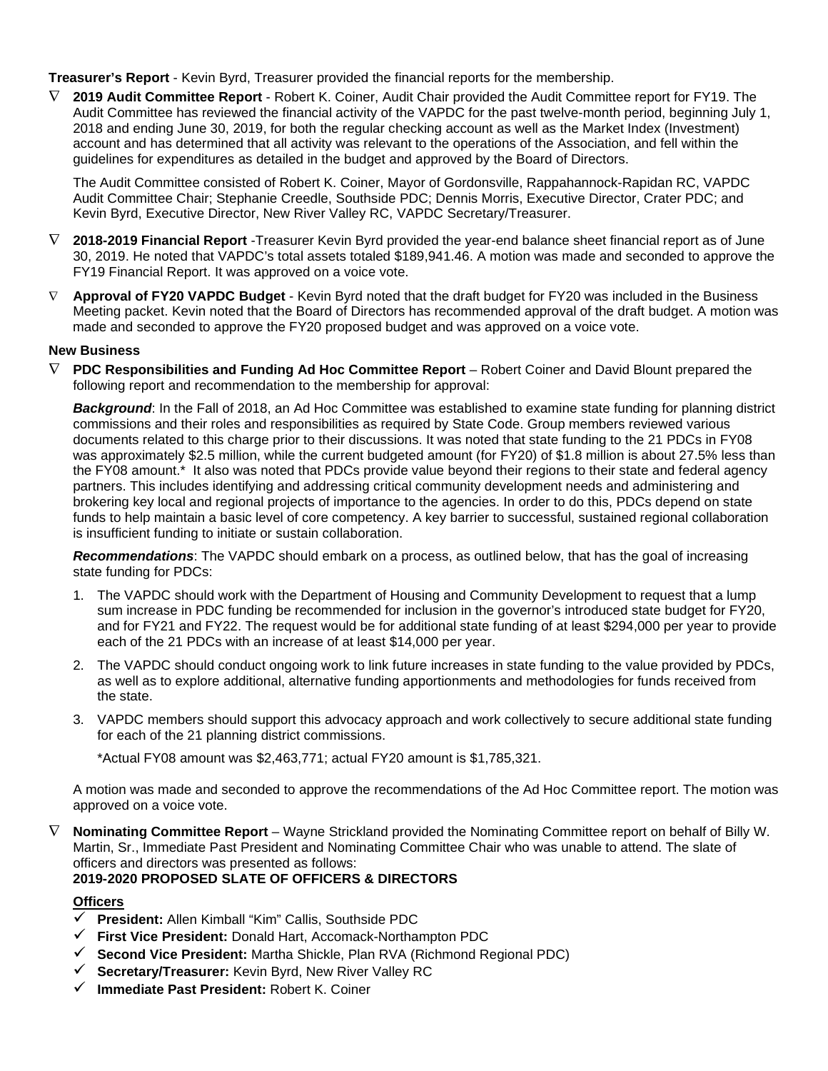**Treasurer's Report** - Kevin Byrd, Treasurer provided the financial reports for the membership.

- **2019 Audit Committee Report** - Robert K. Coiner, Audit Chair provided the Audit Committee report for FY19. The Audit Committee has reviewed the financial activity of the VAPDC for the past twelve-month period, beginning July 1, 2018 and ending June 30, 2019, for both the regular checking account as well as the Market Index (Investment) account and has determined that all activity was relevant to the operations of the Association, and fell within the guidelines for expenditures as detailed in the budget and approved by the Board of Directors.

  The Audit Committee consisted of Robert K. Coiner, Mayor of Gordonsville, Rappahannock-Rapidan RC, VAPDC Audit Committee Chair; Stephanie Creedle, Southside PDC; Dennis Morris, Executive Director, Crater PDC; and Kevin Byrd, Executive Director, New River Valley RC, VAPDC Secretary/Treasurer.

- **2018-2019 Financial Report** -Treasurer Kevin Byrd provided the year-end balance sheet financial report as of June 30, 2019. He noted that VAPDC's total assets totaled $189,941.46. A motion was made and seconded to approve the FY19 Financial Report. It was approved on a voice vote.

- **Approval of FY20 VAPDC Budget** - Kevin Byrd noted that the draft budget for FY20 was included in the Business Meeting packet. Kevin noted that the Board of Directors has recommended approval of the draft budget. A motion was made and seconded to approve the FY20 proposed budget and was approved on a voice vote.

**New Business**

- **PDC Responsibilities and Funding Ad Hoc Committee Report** – Robert Coiner and David Blount prepared the following report and recommendation to the membership for approval:

  ***Background***: In the Fall of 2018, an Ad Hoc Committee was established to examine state funding for planning district commissions and their roles and responsibilities as required by State Code. Group members reviewed various documents related to this charge prior to their discussions. It was noted that state funding to the 21 PDCs in FY08 was approximately $2.5 million, while the current budgeted amount (for FY20) of $1.8 million is about 27.5% less than the FY08 amount.* It also was noted that PDCs provide value beyond their regions to their state and federal agency partners. This includes identifying and addressing critical community development needs and administering and brokering key local and regional projects of importance to the agencies. In order to do this, PDCs depend on state funds to help maintain a basic level of core competency. A key barrier to successful, sustained regional collaboration is insufficient funding to initiate or sustain collaboration.

  ***Recommendations***: The VAPDC should embark on a process, as outlined below, that has the goal of increasing state funding for PDCs:

  1. The VAPDC should work with the Department of Housing and Community Development to request that a lump sum increase in PDC funding be recommended for inclusion in the governor's introduced state budget for FY20, and for FY21 and FY22. The request would be for additional state funding of at least $294,000 per year to provide each of the 21 PDCs with an increase of at least $14,000 per year.
  2. The VAPDC should conduct ongoing work to link future increases in state funding to the value provided by PDCs, as well as to explore additional, alternative funding apportionments and methodologies for funds received from the state.
  3. VAPDC members should support this advocacy approach and work collectively to secure additional state funding for each of the 21 planning district commissions.

     *Actual FY08 amount was $2,463,771; actual FY20 amount is $1,785,321.

  A motion was made and seconded to approve the recommendations of the Ad Hoc Committee report. The motion was approved on a voice vote.

- **Nominating Committee Report** – Wayne Strickland provided the Nominating Committee report on behalf of Billy W. Martin, Sr., Immediate Past President and Nominating Committee Chair who was unable to attend. The slate of officers and directors was presented as follows:

  **2019-2020 PROPOSED SLATE OF OFFICERS & DIRECTORS**

  **Officers**

  - ✓ **President:** Allen Kimball "Kim" Callis, Southside PDC
  - ✓ **First Vice President:** Donald Hart, Accomack-Northampton PDC
  - ✓ **Second Vice President:** Martha Shickle, Plan RVA (Richmond Regional PDC)
  - ✓ **Secretary/Treasurer:** Kevin Byrd, New River Valley RC
  - ✓ **Immediate Past President:** Robert K. Coiner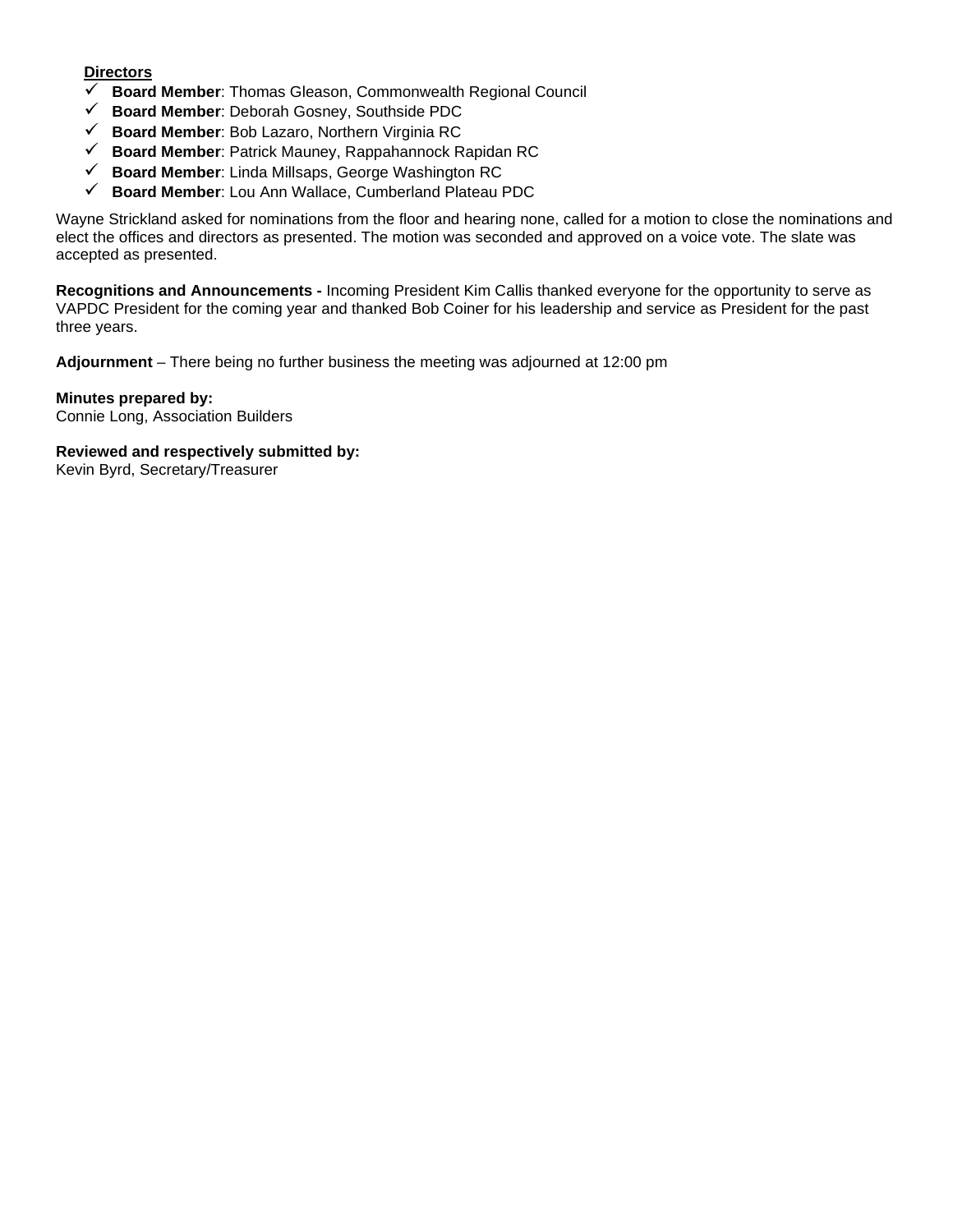**Directors**

- ✓ **Board Member**: Thomas Gleason, Commonwealth Regional Council
- ✓ **Board Member**: Deborah Gosney, Southside PDC
- ✓ **Board Member**: Bob Lazaro, Northern Virginia RC
- ✓ **Board Member**: Patrick Mauney, Rappahannock Rapidan RC
- ✓ **Board Member**: Linda Millsaps, George Washington RC
- ✓ **Board Member**: Lou Ann Wallace, Cumberland Plateau PDC

Wayne Strickland asked for nominations from the floor and hearing none, called for a motion to close the nominations and elect the offices and directors as presented. The motion was seconded and approved on a voice vote. The slate was accepted as presented.

**Recognitions and Announcements -** Incoming President Kim Callis thanked everyone for the opportunity to serve as VAPDC President for the coming year and thanked Bob Coiner for his leadership and service as President for the past three years.

**Adjournment** – There being no further business the meeting was adjourned at 12:00 pm

**Minutes prepared by:**
Connie Long, Association Builders

**Reviewed and respectively submitted by:**
Kevin Byrd, Secretary/Treasurer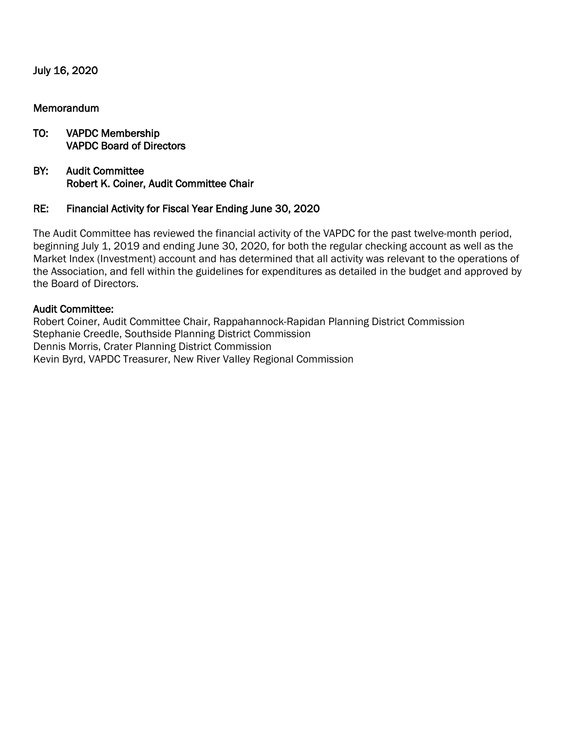July 16, 2020

**Memorandum**

**TO:** VAPDC Membership
VAPDC Board of Directors

**BY:** Audit Committee
Robert K. Coiner, Audit Committee Chair

**RE:** Financial Activity for Fiscal Year Ending June 30, 2020

The Audit Committee has reviewed the financial activity of the VAPDC for the past twelve-month period, beginning July 1, 2019 and ending June 30, 2020, for both the regular checking account as well as the Market Index (Investment) account and has determined that all activity was relevant to the operations of the Association, and fell within the guidelines for expenditures as detailed in the budget and approved by the Board of Directors.

**Audit Committee:**

Robert Coiner, Audit Committee Chair, Rappahannock-Rapidan Planning District Commission
Stephanie Creedle, Southside Planning District Commission
Dennis Morris, Crater Planning District Commission
Kevin Byrd, VAPDC Treasurer, New River Valley Regional Commission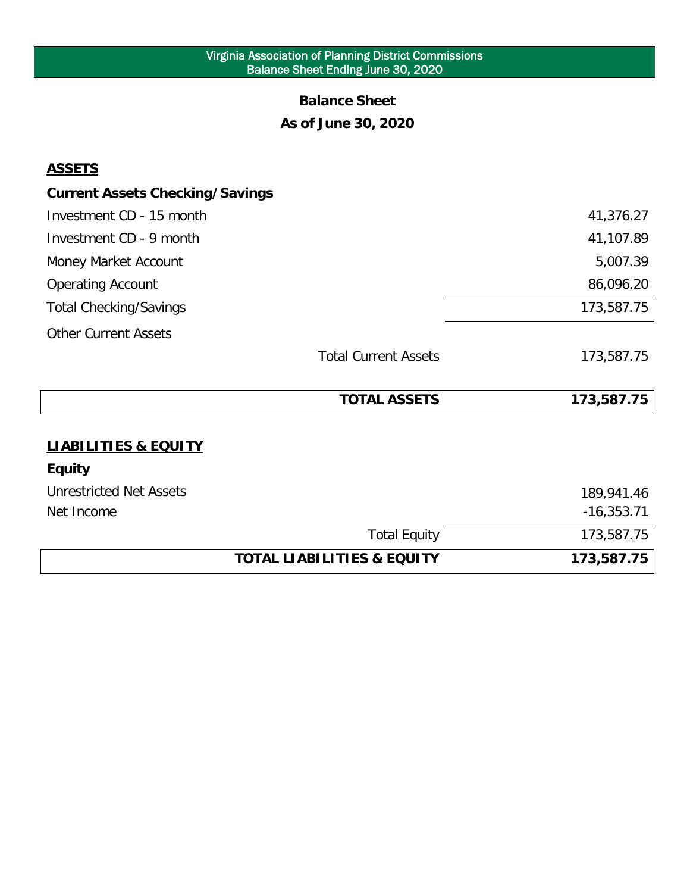Virginia Association of Planning District Commissions
Balance Sheet Ending June 30, 2020

# Balance Sheet

## As of June 30, 2020

| **ASSETS** | |
|---|---|
| **Current Assets Checking/Savings** | |
| Investment CD - 15 month | 41,376.27 |
| Investment CD - 9 month | 41,107.89 |
| Money Market Account | 5,007.39 |
| Operating Account | 86,096.20 |
| Total Checking/Savings | 173,587.75 |
| Other Current Assets | |
| Total Current Assets | 173,587.75 |
| **TOTAL ASSETS** | **173,587.75** |

| **LIABILITIES & EQUITY** | |
|---|---|
| **Equity** | |
| Unrestricted Net Assets | 189,941.46 |
| Net Income | -16,353.71 |
| Total Equity | 173,587.75 |
| **TOTAL LIABILITIES & EQUITY** | **173,587.75** |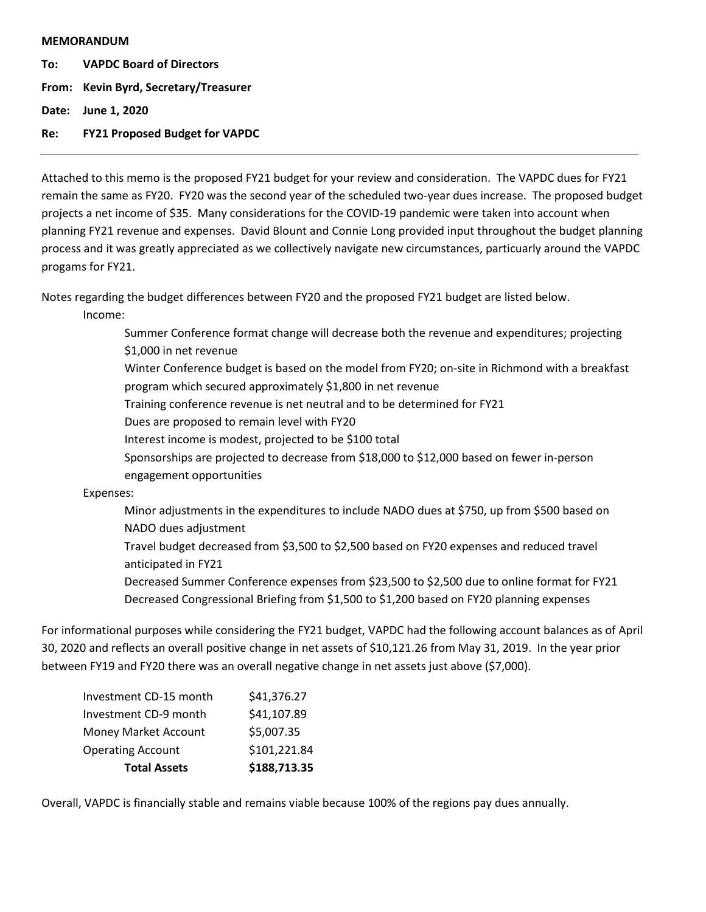**MEMORANDUM**

**To:** **VAPDC Board of Directors**

**From:** **Kevin Byrd, Secretary/Treasurer**

**Date:** **June 1, 2020**

**Re:** **FY21 Proposed Budget for VAPDC**

---

Attached to this memo is the proposed FY21 budget for your review and consideration. The VAPDC dues for FY21 remain the same as FY20. FY20 was the second year of the scheduled two-year dues increase. The proposed budget projects a net income of $35. Many considerations for the COVID-19 pandemic were taken into account when planning FY21 revenue and expenses. David Blount and Connie Long provided input throughout the budget planning process and it was greatly appreciated as we collectively navigate new circumstances, particuarly around the VAPDC progams for FY21.

Notes regarding the budget differences between FY20 and the proposed FY21 budget are listed below.

Income:

- Summer Conference format change will decrease both the revenue and expenditures; projecting $1,000 in net revenue
- Winter Conference budget is based on the model from FY20; on-site in Richmond with a breakfast program which secured approximately $1,800 in net revenue
- Training conference revenue is net neutral and to be determined for FY21
- Dues are proposed to remain level with FY20
- Interest income is modest, projected to be $100 total
- Sponsorships are projected to decrease from $18,000 to $12,000 based on fewer in-person engagement opportunities

Expenses:

- Minor adjustments in the expenditures to include NADO dues at $750, up from $500 based on NADO dues adjustment
- Travel budget decreased from $3,500 to $2,500 based on FY20 expenses and reduced travel anticipated in FY21
- Decreased Summer Conference expenses from $23,500 to $2,500 due to online format for FY21
- Decreased Congressional Briefing from $1,500 to $1,200 based on FY20 planning expenses

For informational purposes while considering the FY21 budget, VAPDC had the following account balances as of April 30, 2020 and reflects an overall positive change in net assets of $10,121.26 from May 31, 2019. In the year prior between FY19 and FY20 there was an overall negative change in net assets just above ($7,000).

| | |
|---|---|
| Investment CD-15 month | $41,376.27 |
| Investment CD-9 month | $41,107.89 |
| Money Market Account | $5,007.35 |
| Operating Account | $101,221.84 |
| **Total Assets** | **$188,713.35** |

Overall, VAPDC is financially stable and remains viable because 100% of the regions pay dues annually.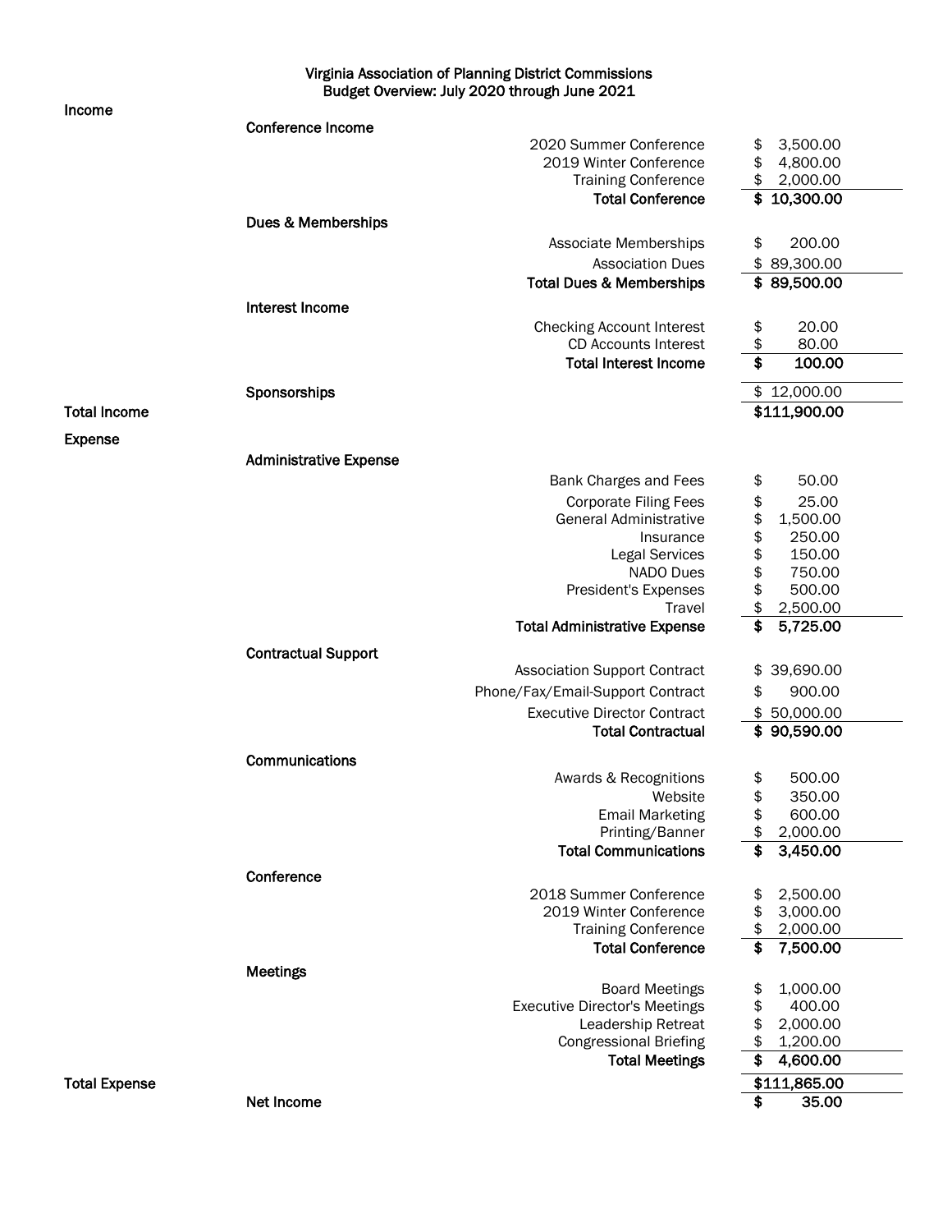## Virginia Association of Planning District Commissions
## Budget Overview: July 2020 through June 2021

| | | | |
|---|---|---|---|
| **Income** | | | |
| | **Conference Income** | | |
| | | 2020 Summer Conference | $ 3,500.00 |
| | | 2019 Winter Conference | $ 4,800.00 |
| | | Training Conference | $ 2,000.00 |
| | | **Total Conference** | **$ 10,300.00** |
| | **Dues & Memberships** | | |
| | | Associate Memberships | $ 200.00 |
| | | Association Dues | $ 89,300.00 |
| | | **Total Dues & Memberships** | **$ 89,500.00** |
| | **Interest Income** | | |
| | | Checking Account Interest | $ 20.00 |
| | | CD Accounts Interest | $ 80.00 |
| | | **Total Interest Income** | **$ 100.00** |
| | **Sponsorships** | | $ 12,000.00 |
| **Total Income** | | | **$111,900.00** |
| **Expense** | | | |
| | **Administrative Expense** | | |
| | | Bank Charges and Fees | $ 50.00 |
| | | Corporate Filing Fees | $ 25.00 |
| | | General Administrative | $ 1,500.00 |
| | | Insurance | $ 250.00 |
| | | Legal Services | $ 150.00 |
| | | NADO Dues | $ 750.00 |
| | | President's Expenses | $ 500.00 |
| | | Travel | $ 2,500.00 |
| | | **Total Administrative Expense** | **$ 5,725.00** |
| | **Contractual Support** | | |
| | | Association Support Contract | $ 39,690.00 |
| | | Phone/Fax/Email-Support Contract | $ 900.00 |
| | | Executive Director Contract | $ 50,000.00 |
| | | **Total Contractual** | **$ 90,590.00** |
| | **Communications** | | |
| | | Awards & Recognitions | $ 500.00 |
| | | Website | $ 350.00 |
| | | Email Marketing | $ 600.00 |
| | | Printing/Banner | $ 2,000.00 |
| | | **Total Communications** | **$ 3,450.00** |
| | **Conference** | | |
| | | 2018 Summer Conference | $ 2,500.00 |
| | | 2019 Winter Conference | $ 3,000.00 |
| | | Training Conference | $ 2,000.00 |
| | | **Total Conference** | **$ 7,500.00** |
| | **Meetings** | | |
| | | Board Meetings | $ 1,000.00 |
| | | Executive Director's Meetings | $ 400.00 |
| | | Leadership Retreat | $ 2,000.00 |
| | | Congressional Briefing | $ 1,200.00 |
| | | **Total Meetings** | **$ 4,600.00** |
| **Total Expense** | | | **$111,865.00** |
| | **Net Income** | | **$ 35.00** |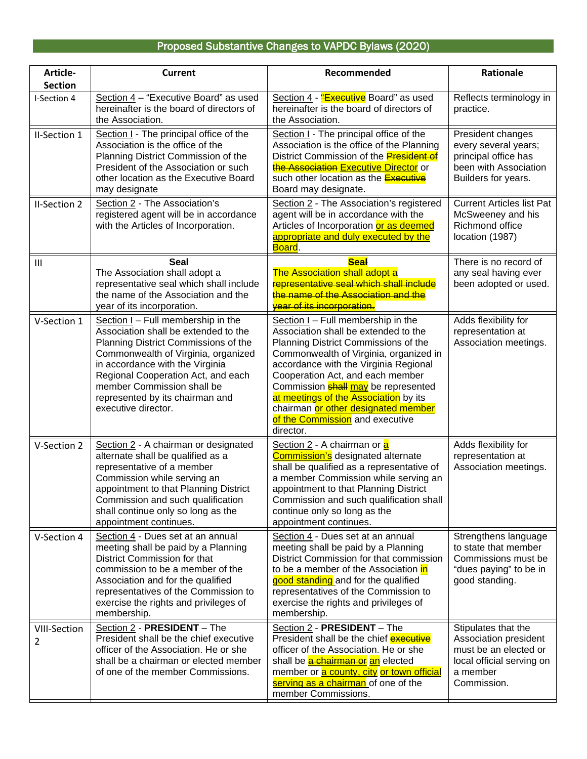## Proposed Substantive Changes to VAPDC Bylaws (2020)

| Article-Section | Current | Recommended | Rationale |
|---|---|---|---|
| I-Section 4 | Section 4 – "Executive Board" as used hereinafter is the board of directors of the Association. | Section 4 - "~~Executive~~ Board" as used hereinafter is the board of directors of the Association. | Reflects terminology in practice. |
| II-Section 1 | Section I - The principal office of the Association is the office of the Planning District Commission of the President of the Association or such other location as the Executive Board may designate | Section I - The principal office of the Association is the office of the Planning District Commission of the ~~President of the Association~~ Executive Director or such other location as the ~~Executive~~ Board may designate. | President changes every several years; principal office has been with Association Builders for years. |
| II-Section 2 | Section 2 - The Association's registered agent will be in accordance with the Articles of Incorporation. | Section 2 - The Association's registered agent will be in accordance with the Articles of Incorporation or as deemed appropriate and duly executed by the Board. | Current Articles list Pat McSweeney and his Richmond office location (1987) |
| III | **Seal** The Association shall adopt a representative seal which shall include the name of the Association and the year of its incorporation. | ~~**Seal** The Association shall adopt a representative seal which shall include the name of the Association and the year of its incorporation.~~ | There is no record of any seal having ever been adopted or used. |
| V-Section 1 | Section I – Full membership in the Association shall be extended to the Planning District Commissions of the Commonwealth of Virginia, organized in accordance with the Virginia Regional Cooperation Act, and each member Commission shall be represented by its chairman and executive director. | Section I – Full membership in the Association shall be extended to the Planning District Commissions of the Commonwealth of Virginia, organized in accordance with the Virginia Regional Cooperation Act, and each member Commission ~~shall~~ may be represented at meetings of the Association by its chairman or other designated member of the Commission and executive director. | Adds flexibility for representation at Association meetings. |
| V-Section 2 | Section 2 - A chairman or designated alternate shall be qualified as a representative of a member Commission while serving an appointment to that Planning District Commission and such qualification shall continue only so long as the appointment continues. | Section 2 - A chairman or a Commission's designated alternate shall be qualified as a representative of a member Commission while serving an appointment to that Planning District Commission and such qualification shall continue only so long as the appointment continues. | Adds flexibility for representation at Association meetings. |
| V-Section 4 | Section 4 - Dues set at an annual meeting shall be paid by a Planning District Commission for that commission to be a member of the Association and for the qualified representatives of the Commission to exercise the rights and privileges of membership. | Section 4 - Dues set at an annual meeting shall be paid by a Planning District Commission for that commission to be a member of the Association in good standing and for the qualified representatives of the Commission to exercise the rights and privileges of membership. | Strengthens language to state that member Commissions must be "dues paying" to be in good standing. |
| VIII-Section 2 | Section 2 - **PRESIDENT** – The President shall be the chief executive officer of the Association. He or she shall be a chairman or elected member of one of the member Commissions. | Section 2 - **PRESIDENT** – The President shall be the chief executive officer of the Association. He or she shall be ~~a chairman or~~ an elected member or a county, city or town official serving as a chairman of one of the member Commissions. | Stipulates that the Association president must be an elected or local official serving on a member Commission. |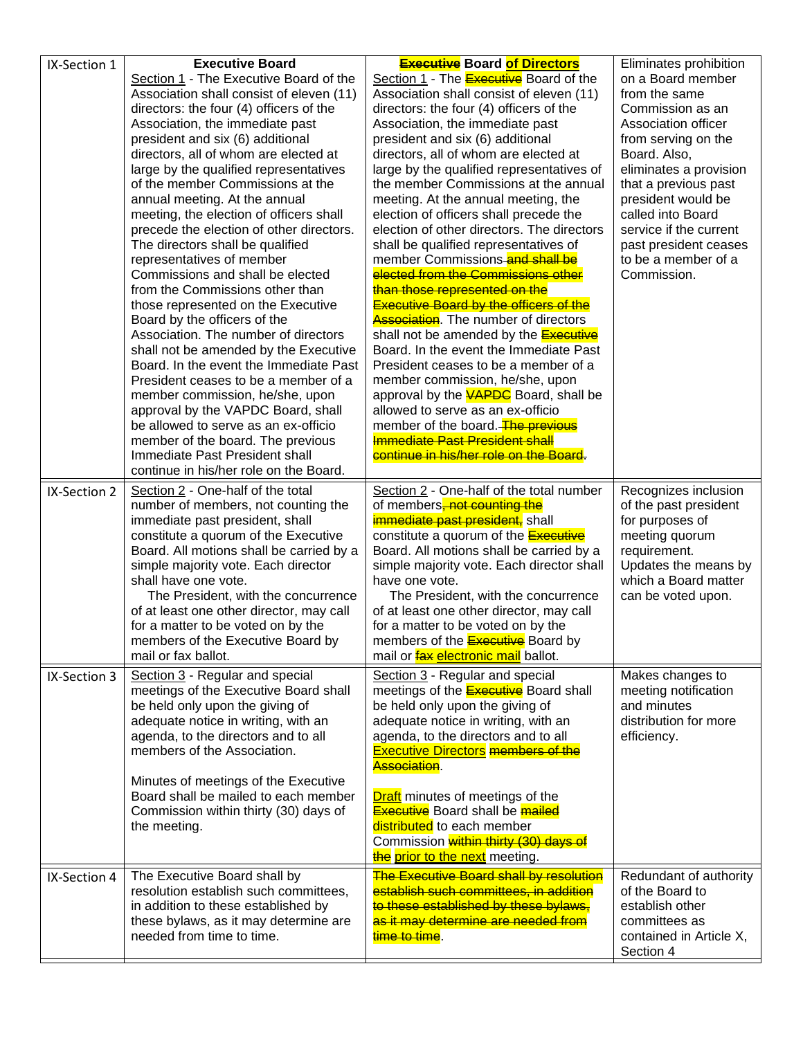| IX-Section 1 | **Executive Board**<br>Section 1 - The Executive Board of the Association shall consist of eleven (11) directors: the four (4) officers of the Association, the immediate past president and six (6) additional directors, all of whom are elected at large by the qualified representatives of the member Commissions at the annual meeting. At the annual meeting, the election of officers shall precede the election of other directors. The directors shall be qualified representatives of member Commissions and shall be elected from the Commissions other than those represented on the Executive Board by the officers of the Association. The number of directors shall not be amended by the Executive Board. In the event the Immediate Past President ceases to be a member of a member commission, he/she, upon approval by the VAPDC Board, shall be allowed to serve as an ex-officio member of the board. The previous Immediate Past President shall continue in his/her role on the Board. | **~~Executive~~ Board of Directors**<br>Section 1 - The ~~Executive~~ Board of the Association shall consist of eleven (11) directors: the four (4) officers of the Association, the immediate past president and six (6) additional directors, all of whom are elected at large by the qualified representatives of the member Commissions at the annual meeting. At the annual meeting, the election of officers shall precede the election of other directors. The directors shall be qualified representatives of member Commissions ~~and shall be elected from the Commissions other than those represented on the Executive Board by the officers of the Association~~. The number of directors shall not be amended by the ~~Executive~~ Board. In the event the Immediate Past President ceases to be a member of a member commission, he/she, upon approval by the ~~VAPDC~~ Board, shall be allowed to serve as an ex-officio member of the board. ~~The previous Immediate Past President shall continue in his/her role on the Board~~. | Eliminates prohibition on a Board member from the same Commission as an Association officer from serving on the Board. Also, eliminates a provision that a previous past president would be called into Board service if the current past president ceases to be a member of a Commission. |
|---|---|---|---|
| IX-Section 2 | Section 2 - One-half of the total number of members, not counting the immediate past president, shall constitute a quorum of the Executive Board. All motions shall be carried by a simple majority vote. Each director shall have one vote.<br>The President, with the concurrence of at least one other director, may call for a matter to be voted on by the members of the Executive Board by mail or fax ballot. | Section 2 - One-half of the total number of members~~, not counting the immediate past president,~~ shall constitute a quorum of the ~~Executive~~ Board. All motions shall be carried by a simple majority vote. Each director shall have one vote.<br>The President, with the concurrence of at least one other director, may call for a matter to be voted on by the members of the ~~Executive~~ Board by mail or ~~fax~~ electronic mail ballot. | Recognizes inclusion of the past president for purposes of meeting quorum requirement. Updates the means by which a Board matter can be voted upon. |
| IX-Section 3 | Section 3 - Regular and special meetings of the Executive Board shall be held only upon the giving of adequate notice in writing, with an agenda, to the directors and to all members of the Association.<br><br>Minutes of meetings of the Executive Board shall be mailed to each member Commission within thirty (30) days of the meeting. | Section 3 - Regular and special meetings of the ~~Executive~~ Board shall be held only upon the giving of adequate notice in writing, with an agenda, to the directors and to all Executive Directors ~~members of the Association~~.<br><br>Draft minutes of meetings of the ~~Executive~~ Board shall be ~~mailed~~ distributed to each member Commission ~~within thirty (30) days of the~~ prior to the next meeting. | Makes changes to meeting notification and minutes distribution for more efficiency. |
| IX-Section 4 | The Executive Board shall by resolution establish such committees, in addition to these established by these bylaws, as it may determine are needed from time to time. | ~~The Executive Board shall by resolution establish such committees, in addition to these established by these bylaws, as it may determine are needed from time to time~~. | Redundant of authority of the Board to establish other committees as contained in Article X, Section 4 |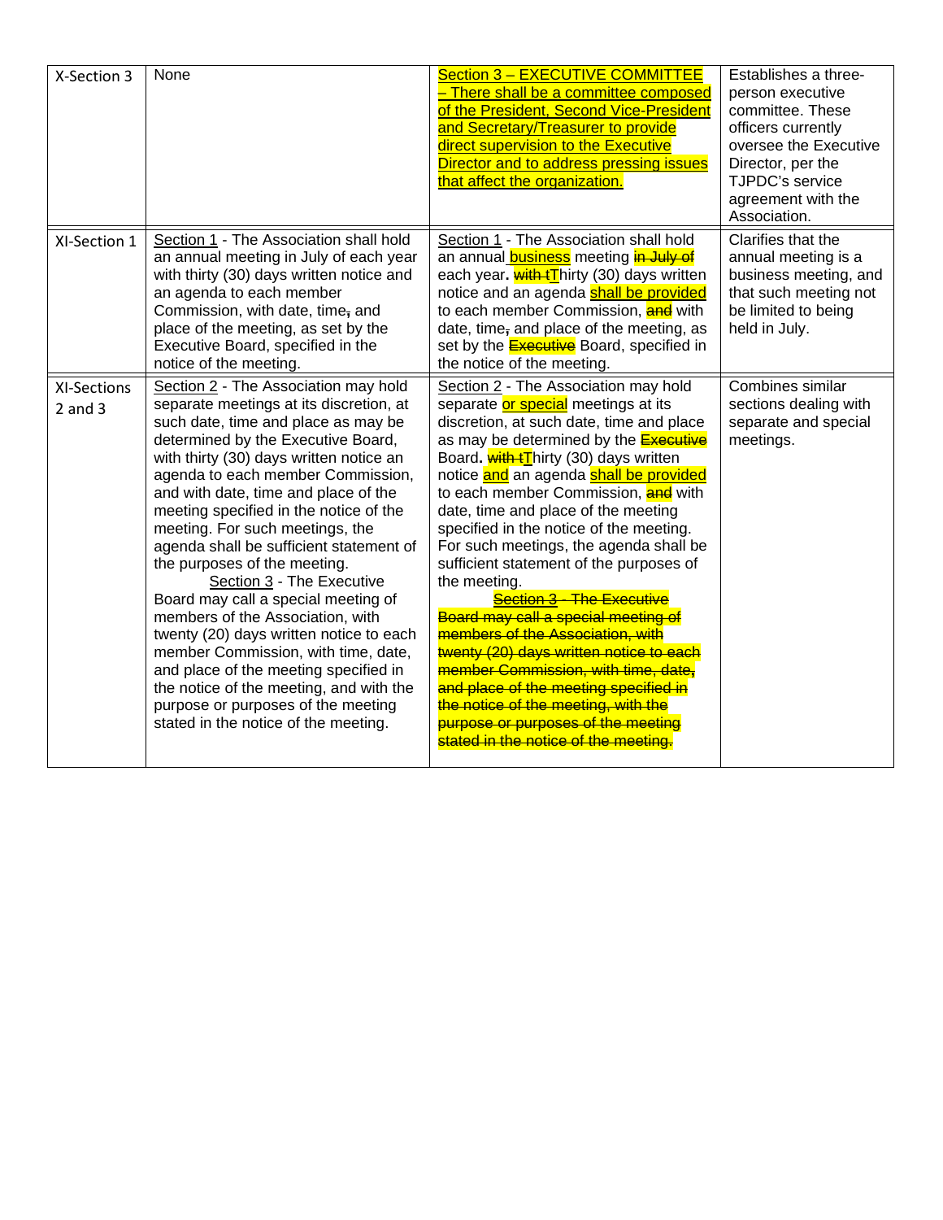| X-Section 3 | None | Section 3 – EXECUTIVE COMMITTEE – There shall be a committee composed of the President, Second Vice-President and Secretary/Treasurer to provide direct supervision to the Executive Director and to address pressing issues that affect the organization. | Establishes a three-person executive committee. These officers currently oversee the Executive Director, per the TJPDC's service agreement with the Association. |
|---|---|---|---|
| XI-Section 1 | Section 1 - The Association shall hold an annual meeting in July of each year with thirty (30) days written notice and an agenda to each member Commission, with date, time, and place of the meeting, as set by the Executive Board, specified in the notice of the meeting. | Section 1 - The Association shall hold an annual business meeting ~~in July of~~ each year. ~~with t~~Thirty (30) days written notice and an agenda shall be provided to each member Commission, ~~and~~ with date, time~~,~~ and place of the meeting, as set by the ~~Executive~~ Board, specified in the notice of the meeting. | Clarifies that the annual meeting is a business meeting, and that such meeting not be limited to being held in July. |
| XI-Sections 2 and 3 | Section 2 - The Association may hold separate meetings at its discretion, at such date, time and place as may be determined by the Executive Board, with thirty (30) days written notice an agenda to each member Commission, and with date, time and place of the meeting specified in the notice of the meeting. For such meetings, the agenda shall be sufficient statement of the purposes of the meeting. Section 3 - The Executive Board may call a special meeting of members of the Association, with twenty (20) days written notice to each member Commission, with time, date, and place of the meeting specified in the notice of the meeting, and with the purpose or purposes of the meeting stated in the notice of the meeting. | Section 2 - The Association may hold separate or special meetings at its discretion, at such date, time and place as may be determined by the ~~Executive~~ Board. ~~with t~~Thirty (30) days written notice and an agenda shall be provided to each member Commission, ~~and~~ with date, time and place of the meeting specified in the notice of the meeting. For such meetings, the agenda shall be sufficient statement of the purposes of the meeting. ~~Section 3 - The Executive Board may call a special meeting of members of the Association, with twenty (20) days written notice to each member Commission, with time, date, and place of the meeting specified in the notice of the meeting, with the purpose or purposes of the meeting stated in the notice of the meeting.~~ | Combines similar sections dealing with separate and special meetings. |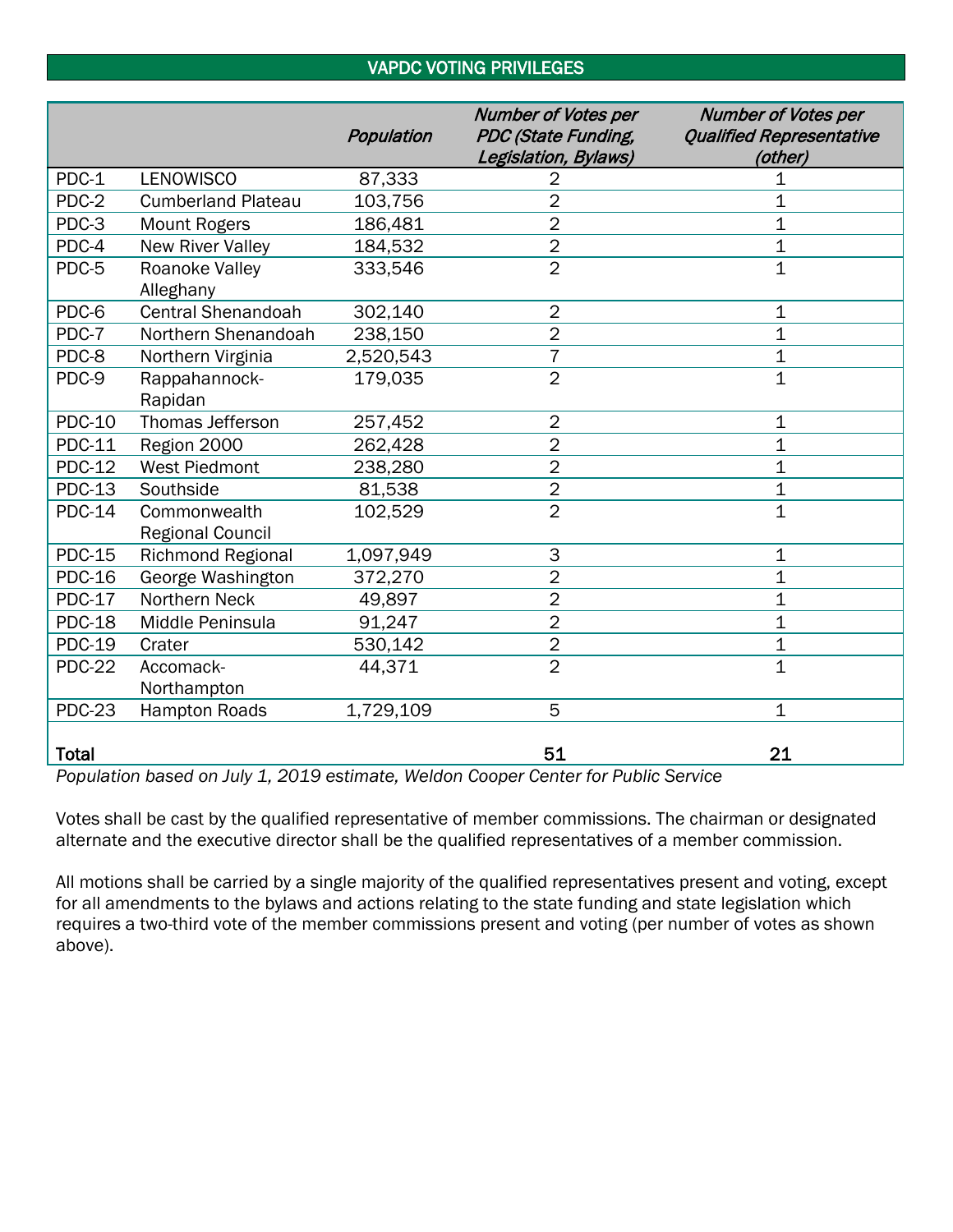## VAPDC VOTING PRIVILEGES

| | | *Population* | *Number of Votes per PDC (State Funding, Legislation, Bylaws)* | *Number of Votes per Qualified Representative (other)* |
|---|---|---|---|---|
| PDC-1 | LENOWISCO | 87,333 | 2 | 1 |
| PDC-2 | Cumberland Plateau | 103,756 | 2 | 1 |
| PDC-3 | Mount Rogers | 186,481 | 2 | 1 |
| PDC-4 | New River Valley | 184,532 | 2 | 1 |
| PDC-5 | Roanoke Valley Alleghany | 333,546 | 2 | 1 |
| PDC-6 | Central Shenandoah | 302,140 | 2 | 1 |
| PDC-7 | Northern Shenandoah | 238,150 | 2 | 1 |
| PDC-8 | Northern Virginia | 2,520,543 | 7 | 1 |
| PDC-9 | Rappahannock-Rapidan | 179,035 | 2 | 1 |
| PDC-10 | Thomas Jefferson | 257,452 | 2 | 1 |
| PDC-11 | Region 2000 | 262,428 | 2 | 1 |
| PDC-12 | West Piedmont | 238,280 | 2 | 1 |
| PDC-13 | Southside | 81,538 | 2 | 1 |
| PDC-14 | Commonwealth Regional Council | 102,529 | 2 | 1 |
| PDC-15 | Richmond Regional | 1,097,949 | 3 | 1 |
| PDC-16 | George Washington | 372,270 | 2 | 1 |
| PDC-17 | Northern Neck | 49,897 | 2 | 1 |
| PDC-18 | Middle Peninsula | 91,247 | 2 | 1 |
| PDC-19 | Crater | 530,142 | 2 | 1 |
| PDC-22 | Accomack-Northampton | 44,371 | 2 | 1 |
| PDC-23 | Hampton Roads | 1,729,109 | 5 | 1 |
| **Total** | | | **51** | **21** |

*Population based on July 1, 2019 estimate, Weldon Cooper Center for Public Service*

Votes shall be cast by the qualified representative of member commissions. The chairman or designated alternate and the executive director shall be the qualified representatives of a member commission.

All motions shall be carried by a single majority of the qualified representatives present and voting, except for all amendments to the bylaws and actions relating to the state funding and state legislation which requires a two-third vote of the member commissions present and voting (per number of votes as shown above).